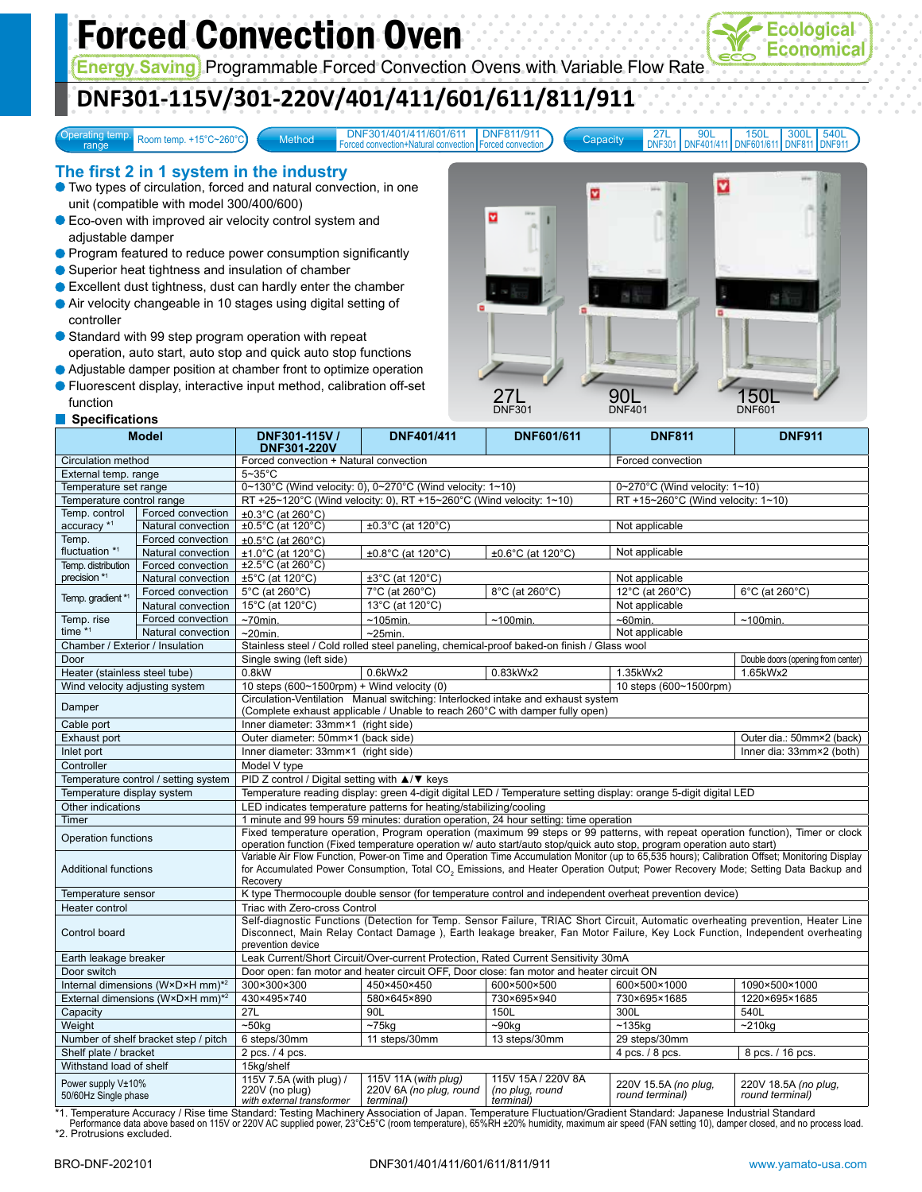# Forced Convection Oven

Ecological Economical

**Energy Saving** Programmable Forced Convection Ovens with Variable Flow Rate

## DNF301-115V/301-220V/401/411/601/611/811/911

| Operating temp. range | Room temp. +15°C~260°C |
|---|---|

| Method | DNF301/401/411/601/611 | DNF811/911 |
|---|---|---|
| | Forced convection+Natural convection | Forced convection |

| Capacity | 27L | 90L | 150L | 300L | 540L |
|---|---|---|---|---|---|
| | DNF301 | DNF401/411 | DNF601/611 | DNF811 | DNF911 |

## The first 2 in 1 system in the industry

- Two types of circulation, forced and natural convection, in one unit (compatible with model 300/400/600)
- Eco-oven with improved air velocity control system and adjustable damper
- Program featured to reduce power consumption significantly
- Superior heat tightness and insulation of chamber
- Excellent dust tightness, dust can hardly enter the chamber
- Air velocity changeable in 10 stages using digital setting of controller
- Standard with 99 step program operation with repeat operation, auto start, auto stop and quick auto stop functions
- Adjustable damper position at chamber front to optimize operation
- Fluorescent display, interactive input method, calibration off-set function

27L DNF301　90L DNF401　150L DNF601

### Specifications

| Model | | DNF301-115V / DNF301-220V | DNF401/411 | DNF601/611 | DNF811 | DNF911 |
|---|---|---|---|---|---|---|
| Circulation method | | Forced convection + Natural convection | | | Forced convection | |
| External temp. range | | 5~35°C | | | | |
| Temperature set range | | 0~130°C (Wind velocity: 0), 0~270°C (Wind velocity: 1~10) | | | 0~270°C (Wind velocity: 1~10) | |
| Temperature control range | | RT +25~120°C (Wind velocity: 0), RT +15~260°C (Wind velocity: 1~10) | | | RT +15~260°C (Wind velocity: 1~10) | |
| Temp. control accuracy *1 | Forced convection | ±0.3°C (at 260°C) | | | | |
| | Natural convection | ±0.5°C (at 120°C) | ±0.3°C (at 120°C) | | Not applicable | |
| Temp. fluctuation *1 | Forced convection | ±0.5°C (at 260°C) | | | | |
| | Natural convection | ±1.0°C (at 120°C) | ±0.8°C (at 120°C) | ±0.6°C (at 120°C) | Not applicable | |
| Temp. distribution precision *1 | Forced convection | ±2.5°C (at 260°C) | | | | |
| | Natural convection | ±5°C (at 120°C) | ±3°C (at 120°C) | | Not applicable | |
| Temp. gradient *1 | Forced convection | 5°C (at 260°C) | 7°C (at 260°C) | 8°C (at 260°C) | 12°C (at 260°C) | 6°C (at 260°C) |
| | Natural convection | 15°C (at 120°C) | 13°C (at 120°C) | | Not applicable | |
| Temp. rise time *1 | Forced convection | ~70min. | ~105min. | ~100min. | ~60min. | ~100min. |
| | Natural convection | ~20min. | ~25min. | | Not applicable | |
| Chamber / Exterior / Insulation | | Stainless steel / Cold rolled steel paneling, chemical-proof baked-on finish / Glass wool | | | | |
| Door | | Single swing (left side) | | | | Double doors (opening from center) |
| Heater (stainless steel tube) | | 0.8kW | 0.6kWx2 | 0.83kWx2 | 1.35kWx2 | 1.65kWx2 |
| Wind velocity adjusting system | | 10 steps (600~1500rpm) + Wind velocity (0) | | | 10 steps (600~1500rpm) | |
| Damper | | Circulation-Ventilation Manual switching: Interlocked intake and exhaust system (Complete exhaust applicable / Unable to reach 260°C with damper fully open) | | | | |
| Cable port | | Inner diameter: 33mm×1 (right side) | | | | |
| Exhaust port | | Outer diameter: 50mm×1 (back side) | | | | Outer dia.: 50mm×2 (back) |
| Inlet port | | Inner diameter: 33mm×1 (right side) | | | | Inner dia: 33mm×2 (both) |
| Controller | | Model V type | | | | |
| Temperature control / setting system | | PID Z control / Digital setting with ▲/▼ keys | | | | |
| Temperature display system | | Temperature reading display: green 4-digit digital LED / Temperature setting display: orange 5-digit digital LED | | | | |
| Other indications | | LED indicates temperature patterns for heating/stabilizing/cooling | | | | |
| Timer | | 1 minute and 99 hours 59 minutes: duration operation, 24 hour setting: time operation | | | | |
| Operation functions | | Fixed temperature operation, Program operation (maximum 99 steps or 99 patterns, with repeat operation function), Timer or clock operation function (Fixed temperature operation w/ auto start/auto stop/quick auto stop, program operation auto start) | | | | |
| Additional functions | | Variable Air Flow Function, Power-on Time and Operation Time Accumulation Monitor (up to 65,535 hours); Calibration Offset; Monitoring Display for Accumulated Power Consumption, Total $CO_2$ Emissions, and Heater Operation Output; Power Recovery Mode; Setting Data Backup and Recovery | | | | |
| Temperature sensor | | K type Thermocouple double sensor (for temperature control and independent overheat prevention device) | | | | |
| Heater control | | Triac with Zero-cross Control | | | | |
| Control board | | Self-diagnostic Functions (Detection for Temp. Sensor Failure, TRIAC Short Circuit, Automatic overheating prevention, Heater Line Disconnect, Main Relay Contact Damage ), Earth leakage breaker, Fan Motor Failure, Key Lock Function, Independent overheating prevention device | | | | |
| Earth leakage breaker | | Leak Current/Short Circuit/Over-current Protection, Rated Current Sensitivity 30mA | | | | |
| Door switch | | Door open: fan motor and heater circuit OFF, Door close: fan motor and heater circuit ON | | | | |
| Internal dimensions (W×D×H mm)*2 | | 300×300×300 | 450×450×450 | 600×500×500 | 600×500×1000 | 1090×500×1000 |
| External dimensions (W×D×H mm)*2 | | 430×495×740 | 580×645×890 | 730×695×940 | 730×695×1685 | 1220×695×1685 |
| Capacity | | 27L | 90L | 150L | 300L | 540L |
| Weight | | ~50kg | ~75kg | ~90kg | ~135kg | ~210kg |
| Number of shelf bracket step / pitch | | 6 steps/30mm | 11 steps/30mm | 13 steps/30mm | 29 steps/30mm | |
| Shelf plate / bracket | | 2 pcs. / 4 pcs. | | | 4 pcs. / 8 pcs. | 8 pcs. / 16 pcs. |
| Withstand load of shelf | | 15kg/shelf | | | | |
| Power supply V±10% 50/60Hz Single phase | | 115V 7.5A (with plug) / 220V (no plug) *with external transformer* | 115V 11A (*with plug*) 220V 6A (*no plug, round terminal*) | 115V 15A / 220V 8A (*no plug, round terminal*) | 220V 15.5A (*no plug, round terminal*) | 220V 18.5A (*no plug, round terminal*) |

*1. Temperature Accuracy / Rise time Standard: Testing Machinery Association of Japan. Temperature Fluctuation/Gradient Standard: Japanese Industrial Standard
Performance data above based on 115V or 220V AC supplied power, 23°C±5°C (room temperature), 65%RH ±20% humidity, maximum air speed (FAN setting 10), damper closed, and no process load.
*2. Protrusions excluded.

BRO-DNF-202101　DNF301/401/411/601/611/811/911　www.yamato-usa.com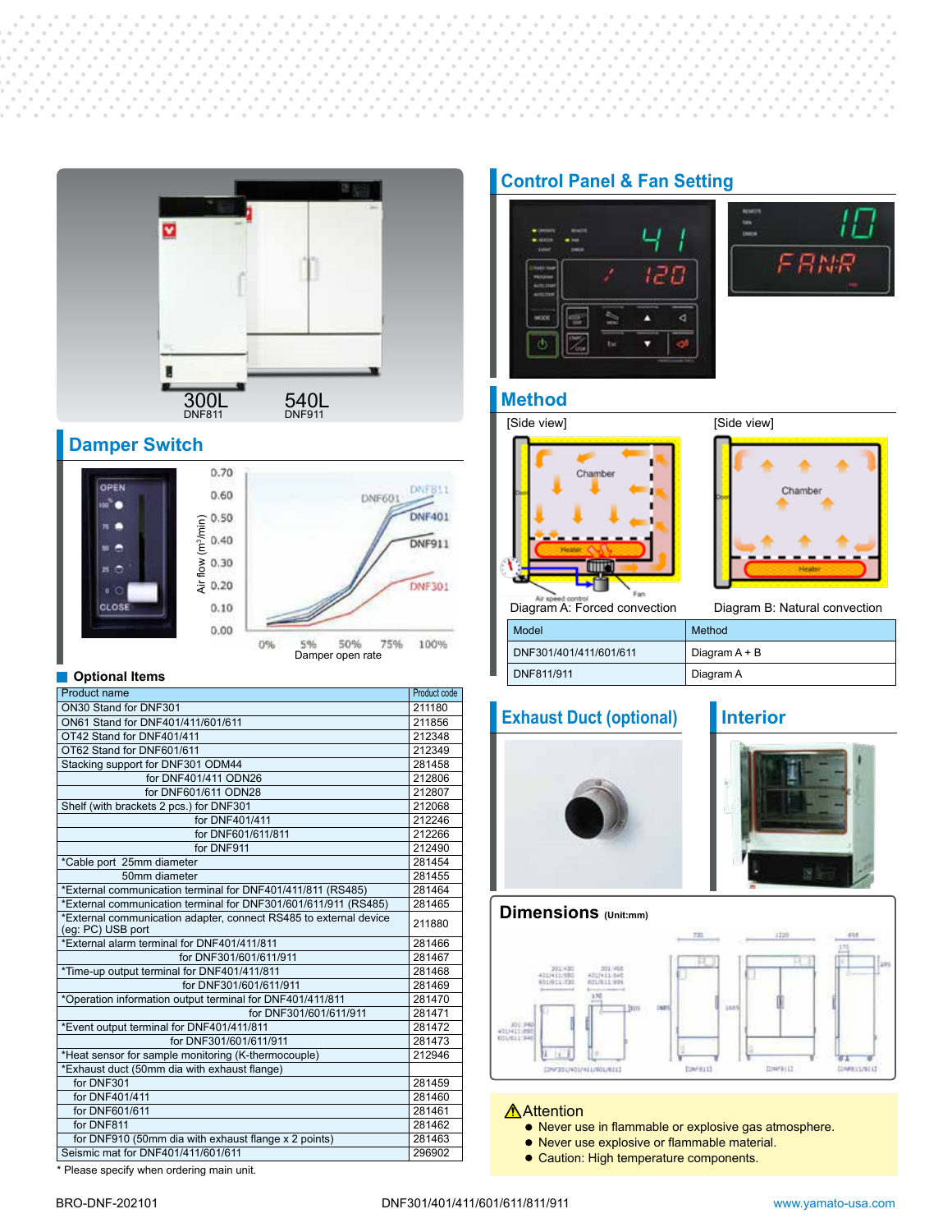300L
DNF811

540L
DNF911

## Damper Switch

OPEN
100%
75
50
25
0
CLOSE

Air flow (m³/min)
0.70
0.60
0.50
0.40
0.30
0.20
0.10
0.00
0% 5% 50% 75% 100%
Damper open rate
DNF601 DNF811 DNF401 DNF911 DNF301

### Optional Items

| Product name | Product code |
|---|---|
| ON30 Stand for DNF301 | 211180 |
| ON61 Stand for DNF401/411/601/611 | 211856 |
| OT42 Stand for DNF401/411 | 212348 |
| OT62 Stand for DNF601/611 | 212349 |
| Stacking support for DNF301 ODM44 | 281458 |
| for DNF401/411 ODN26 | 212806 |
| for DNF601/611 ODN28 | 212807 |
| Shelf (with brackets 2 pcs.) for DNF301 | 212068 |
| for DNF401/411 | 212246 |
| for DNF601/611/811 | 212266 |
| for DNF911 | 212490 |
| *Cable port 25mm diameter | 281454 |
| 50mm diameter | 281455 |
| *External communication terminal for DNF401/411/811 (RS485) | 281464 |
| *External communication terminal for DNF301/601/611/911 (RS485) | 281465 |
| *External communication adapter, connect RS485 to external device (eg: PC) USB port | 211880 |
| *External alarm terminal for DNF401/411/811 | 281466 |
| for DNF301/601/611/911 | 281467 |
| *Time-up output terminal for DNF401/411/811 | 281468 |
| for DNF301/601/611/911 | 281469 |
| *Operation information output terminal for DNF401/411/811 | 281470 |
| for DNF301/601/611/911 | 281471 |
| *Event output terminal for DNF401/411/811 | 281472 |
| for DNF301/601/611/911 | 281473 |
| *Heat sensor for sample monitoring (K-thermocouple) | 212946 |
| *Exhaust duct (50mm dia with exhaust flange) | |
| for DNF301 | 281459 |
| for DNF401/411 | 281460 |
| for DNF601/611 | 281461 |
| for DNF811 | 281462 |
| for DNF910 (50mm dia with exhaust flange x 2 points) | 281463 |
| Seismic mat for DNF401/411/601/611 | 296902 |

* Please specify when ordering main unit.

## Control Panel & Fan Setting

## Method

[Side view]

Chamber
Door
Heater
Fan
Air speed control

Diagram A: Forced convection

[Side view]

Chamber
Door
Heater

Diagram B: Natural convection

| Model | Method |
|---|---|
| DNF301/401/411/601/611 | Diagram A + B |
| DNF811/911 | Diagram A |

## Exhaust Duct (optional)

## Interior

## Dimensions (Unit:mm)

[DNF301/401/411/601/611] [DNF811] [DNF911] [DNF811/911]

### ⚠Attention

- Never use in flammable or explosive gas atmosphere.
- Never use explosive or flammable material.
- Caution: High temperature components.

BRO-DNF-202101 DNF301/401/411/601/611/811/911 www.yamato-usa.com